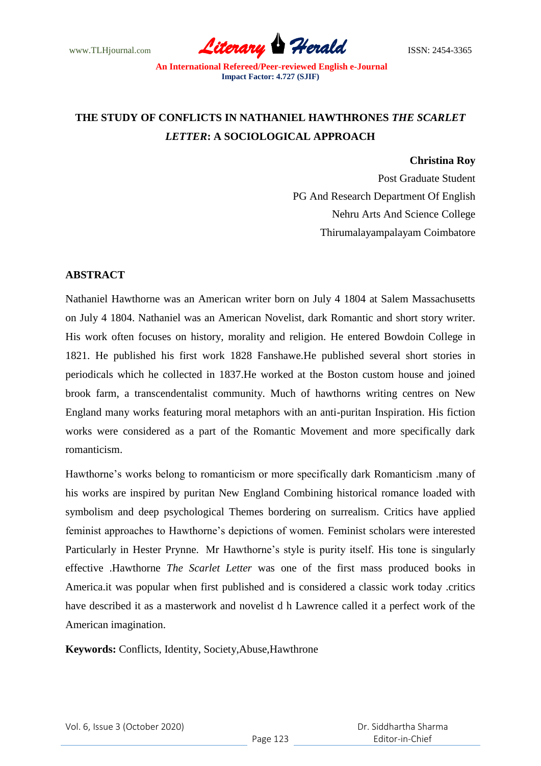# THE STUDY OF CONFLICTS IN NATHANIEL HAWTHRONES *THE SCARLET LETTER*: A SOCIOLOGICAL APPROACH

**Christina Roy**

Post Graduate Student

PG And Research Department Of English

Nehru Arts And Science College

Thirumalayampalayam Coimbatore

## ABSTRACT

Nathaniel Hawthorne was an American writer born on July 4 1804 at Salem Massachusetts on July 4 1804. Nathaniel was an American Novelist, dark Romantic and short story writer. His work often focuses on history, morality and religion. He entered Bowdoin College in 1821. He published his first work 1828 Fanshawe.He published several short stories in periodicals which he collected in 1837.He worked at the Boston custom house and joined brook farm, a transcendentalist community. Much of hawthorns writing centres on New England many works featuring moral metaphors with an anti-puritan Inspiration. His fiction works were considered as a part of the Romantic Movement and more specifically dark romanticism.

Hawthorne's works belong to romanticism or more specifically dark Romanticism .many of his works are inspired by puritan New England Combining historical romance loaded with symbolism and deep psychological Themes bordering on surrealism. Critics have applied feminist approaches to Hawthorne's depictions of women. Feminist scholars were interested Particularly in Hester Prynne. Mr Hawthorne's style is purity itself. His tone is singularly effective .Hawthorne *The Scarlet Letter* was one of the first mass produced books in America.it was popular when first published and is considered a classic work today .critics have described it as a masterwork and novelist d h Lawrence called it a perfect work of the American imagination.

**Keywords:** Conflicts, Identity, Society,Abuse,Hawthrone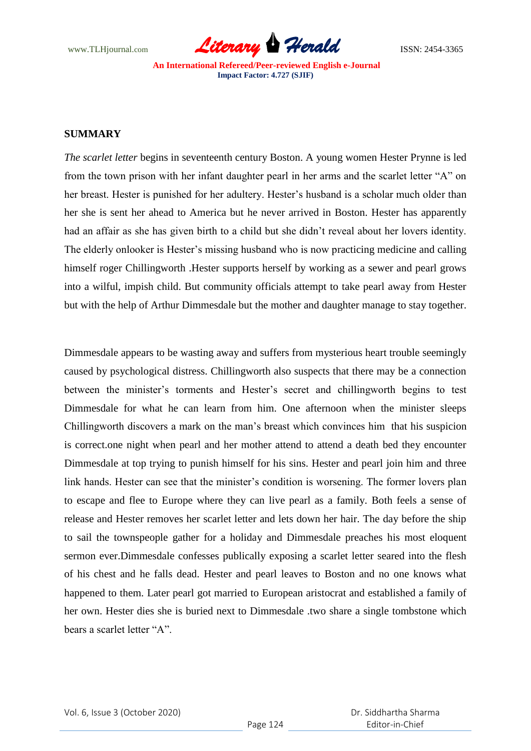## SUMMARY

*The scarlet letter* begins in seventeenth century Boston. A young women Hester Prynne is led from the town prison with her infant daughter pearl in her arms and the scarlet letter "A" on her breast. Hester is punished for her adultery. Hester's husband is a scholar much older than her she is sent her ahead to America but he never arrived in Boston. Hester has apparently had an affair as she has given birth to a child but she didn't reveal about her lovers identity. The elderly onlooker is Hester's missing husband who is now practicing medicine and calling himself roger Chillingworth .Hester supports herself by working as a sewer and pearl grows into a wilful, impish child. But community officials attempt to take pearl away from Hester but with the help of Arthur Dimmesdale but the mother and daughter manage to stay together.

Dimmesdale appears to be wasting away and suffers from mysterious heart trouble seemingly caused by psychological distress. Chillingworth also suspects that there may be a connection between the minister's torments and Hester's secret and chillingworth begins to test Dimmesdale for what he can learn from him. One afternoon when the minister sleeps Chillingworth discovers a mark on the man's breast which convinces him that his suspicion is correct.one night when pearl and her mother attend to attend a death bed they encounter Dimmesdale at top trying to punish himself for his sins. Hester and pearl join him and three link hands. Hester can see that the minister's condition is worsening. The former lovers plan to escape and flee to Europe where they can live pearl as a family. Both feels a sense of release and Hester removes her scarlet letter and lets down her hair. The day before the ship to sail the townspeople gather for a holiday and Dimmesdale preaches his most eloquent sermon ever.Dimmesdale confesses publically exposing a scarlet letter seared into the flesh of his chest and he falls dead. Hester and pearl leaves to Boston and no one knows what happened to them. Later pearl got married to European aristocrat and established a family of her own. Hester dies she is buried next to Dimmesdale .two share a single tombstone which bears a scarlet letter "A".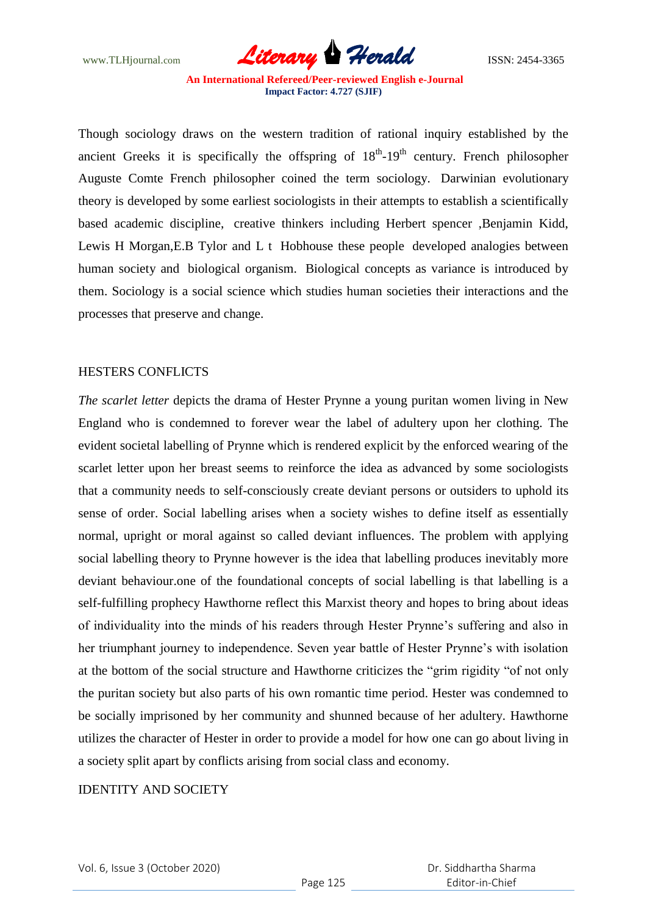Though sociology draws on the western tradition of rational inquiry established by the ancient Greeks it is specifically the offspring of $18^{th}$-$19^{th}$ century. French philosopher Auguste Comte French philosopher coined the term sociology. Darwinian evolutionary theory is developed by some earliest sociologists in their attempts to establish a scientifically based academic discipline, creative thinkers including Herbert spencer ,Benjamin Kidd, Lewis H Morgan,E.B Tylor and L t Hobhouse these people developed analogies between human society and biological organism. Biological concepts as variance is introduced by them. Sociology is a social science which studies human societies their interactions and the processes that preserve and change.

## HESTERS CONFLICTS

*The scarlet letter* depicts the drama of Hester Prynne a young puritan women living in New England who is condemned to forever wear the label of adultery upon her clothing. The evident societal labelling of Prynne which is rendered explicit by the enforced wearing of the scarlet letter upon her breast seems to reinforce the idea as advanced by some sociologists that a community needs to self-consciously create deviant persons or outsiders to uphold its sense of order. Social labelling arises when a society wishes to define itself as essentially normal, upright or moral against so called deviant influences. The problem with applying social labelling theory to Prynne however is the idea that labelling produces inevitably more deviant behaviour.one of the foundational concepts of social labelling is that labelling is a self-fulfilling prophecy Hawthorne reflect this Marxist theory and hopes to bring about ideas of individuality into the minds of his readers through Hester Prynne's suffering and also in her triumphant journey to independence. Seven year battle of Hester Prynne's with isolation at the bottom of the social structure and Hawthorne criticizes the "grim rigidity "of not only the puritan society but also parts of his own romantic time period. Hester was condemned to be socially imprisoned by her community and shunned because of her adultery. Hawthorne utilizes the character of Hester in order to provide a model for how one can go about living in a society split apart by conflicts arising from social class and economy.

## IDENTITY AND SOCIETY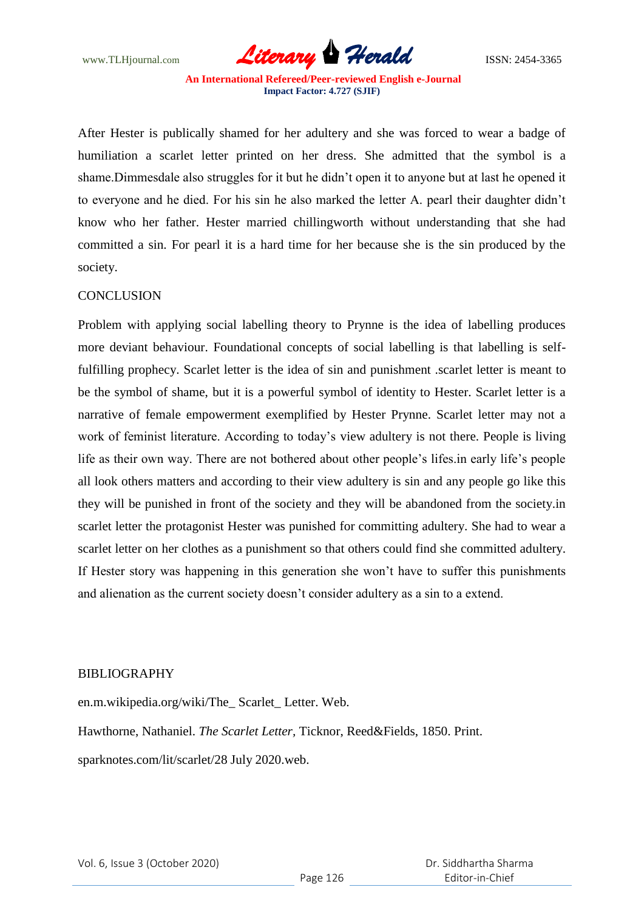After Hester is publically shamed for her adultery and she was forced to wear a badge of humiliation a scarlet letter printed on her dress. She admitted that the symbol is a shame.Dimmesdale also struggles for it but he didn't open it to anyone but at last he opened it to everyone and he died. For his sin he also marked the letter A. pearl their daughter didn't know who her father. Hester married chillingworth without understanding that she had committed a sin. For pearl it is a hard time for her because she is the sin produced by the society.

## CONCLUSION

Problem with applying social labelling theory to Prynne is the idea of labelling produces more deviant behaviour. Foundational concepts of social labelling is that labelling is self-fulfilling prophecy. Scarlet letter is the idea of sin and punishment .scarlet letter is meant to be the symbol of shame, but it is a powerful symbol of identity to Hester. Scarlet letter is a narrative of female empowerment exemplified by Hester Prynne. Scarlet letter may not a work of feminist literature. According to today's view adultery is not there. People is living life as their own way. There are not bothered about other people's lifes.in early life's people all look others matters and according to their view adultery is sin and any people go like this they will be punished in front of the society and they will be abandoned from the society.in scarlet letter the protagonist Hester was punished for committing adultery. She had to wear a scarlet letter on her clothes as a punishment so that others could find she committed adultery. If Hester story was happening in this generation she won't have to suffer this punishments and alienation as the current society doesn't consider adultery as a sin to a extend.

## BIBLIOGRAPHY

en.m.wikipedia.org/wiki/The_ Scarlet_ Letter. Web.

Hawthorne, Nathaniel. *The Scarlet Letter*, Ticknor, Reed&Fields, 1850. Print.

sparknotes.com/lit/scarlet/28 July 2020.web.